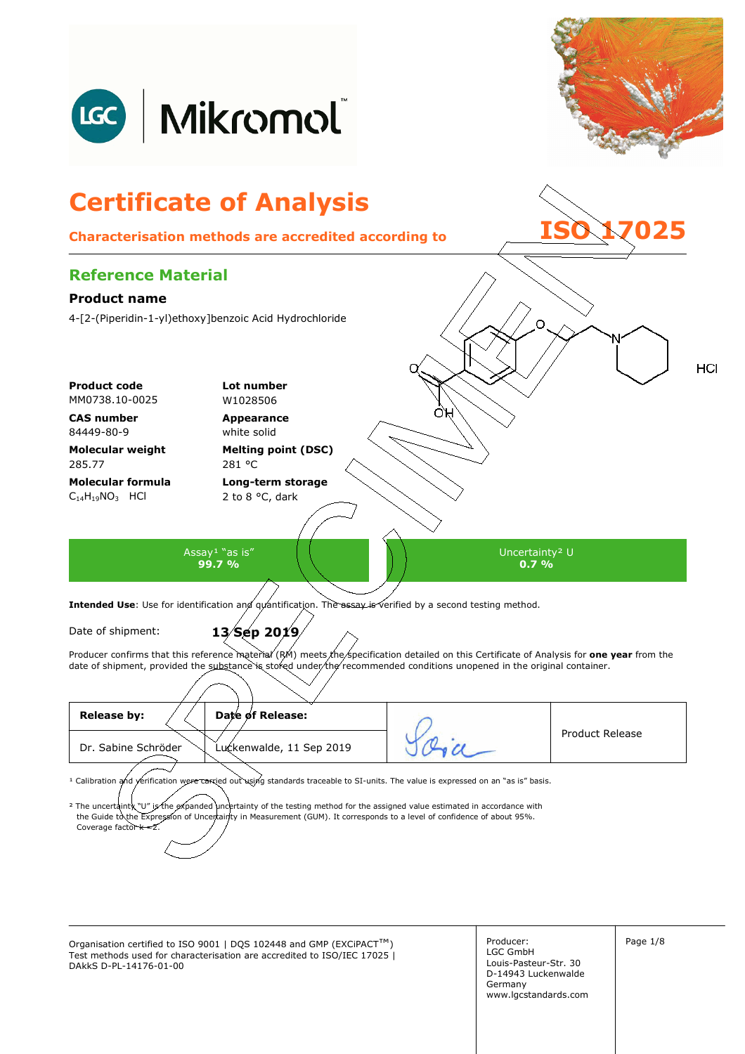# Certificate of Analysis

**Characterisation methods are accredited according to ISO 17025**

## Reference Material

### Product name

4-[2-(Piperidin-1-yl)ethoxy]benzoic Acid Hydrochloride

**Product code**
MM0738.10-0025

**Lot number**
W1028506

**CAS number**
84449-80-9

**Appearance**
white solid

**Molecular weight**
285.77

**Melting point (DSC)**
281 °C

**Molecular formula**
$C_{14}H_{19}NO_3$ HCl

**Long-term storage**
2 to 8 °C, dark

| Assay[1] "as is" | Uncertainty[2] U |
|---|---|
| **99.7 %** | **0.7 %** |

**Intended Use**: Use for identification and quantification. The assay is verified by a second testing method.

Date of shipment: **13 Sep 2019**

Producer confirms that this reference material (RM) meets the specification detailed on this Certificate of Analysis for **one year** from the date of shipment, provided the substance is stored under the recommended conditions unopened in the original container.

| Release by: | Date of Release: | | Product Release |
|---|---|---|---|
| Dr. Sabine Schröder | Luckenwalde, 11 Sep 2019 | | |

[1] Calibration and verification were carried out using standards traceable to SI-units. The value is expressed on an "as is" basis.

[2] The uncertainty "U" is the expanded uncertainty of the testing method for the assigned value estimated in accordance with the Guide to the Expression of Uncertainty in Measurement (GUM). It corresponds to a level of confidence of about 95%. Coverage factor k = 2.

Organisation certified to ISO 9001 | DQS 102448 and GMP (EXCiPACT™)
Test methods used for characterisation are accredited to ISO/IEC 17025 | DAkkS D-PL-14176-01-00

Producer:
LGC GmbH
Louis-Pasteur-Str. 30
D-14943 Luckenwalde
Germany
www.lgcstandards.com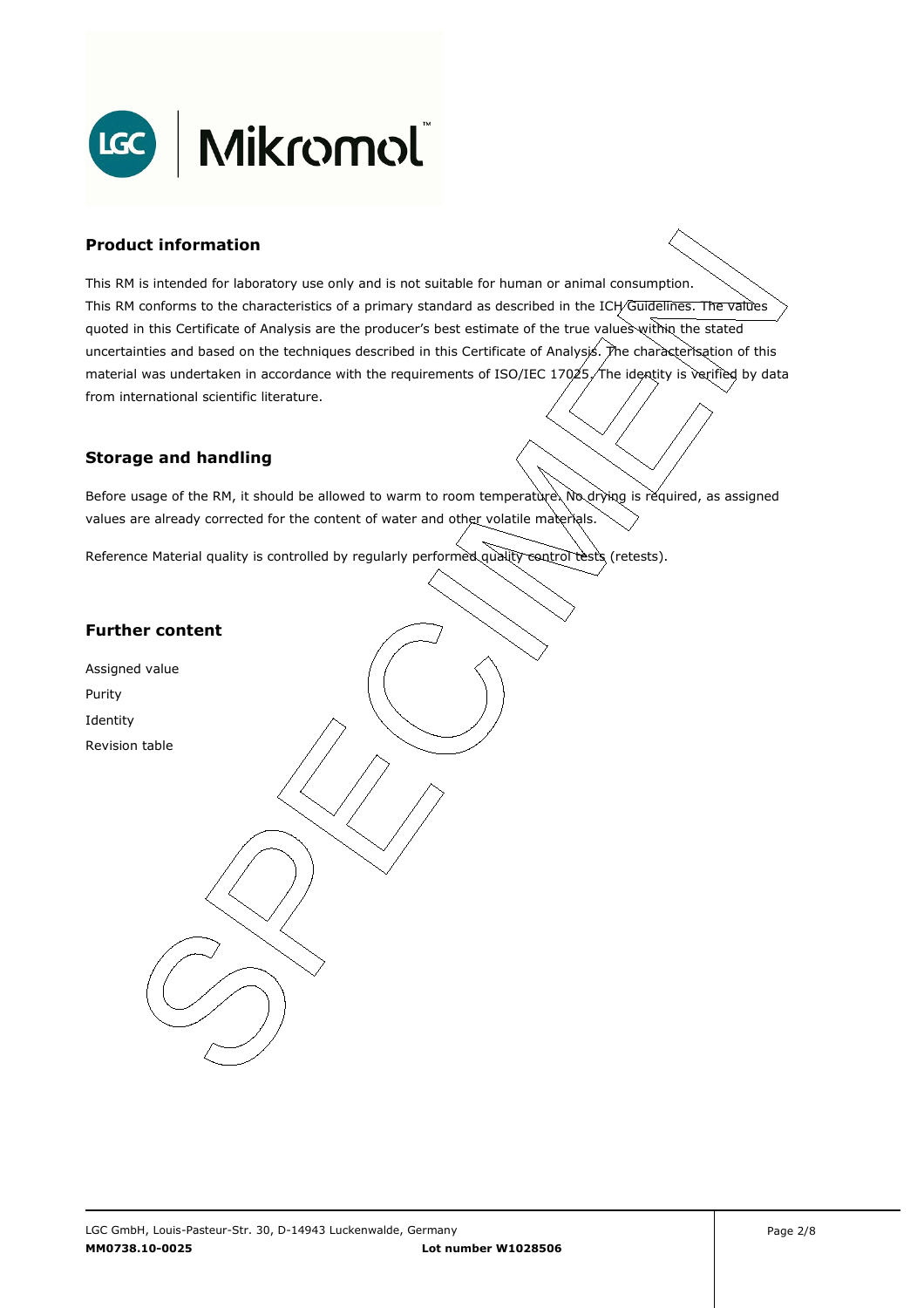## Product information

This RM is intended for laboratory use only and is not suitable for human or animal consumption.
This RM conforms to the characteristics of a primary standard as described in the ICH Guidelines. The values quoted in this Certificate of Analysis are the producer's best estimate of the true values within the stated uncertainties and based on the techniques described in this Certificate of Analysis. The characterisation of this material was undertaken in accordance with the requirements of ISO/IEC 17025. The identity is verified by data from international scientific literature.

## Storage and handling

Before usage of the RM, it should be allowed to warm to room temperature. No drying is required, as assigned values are already corrected for the content of water and other volatile materials.

Reference Material quality is controlled by regularly performed quality control tests (retests).

## Further content

Assigned value
Purity
Identity
Revision table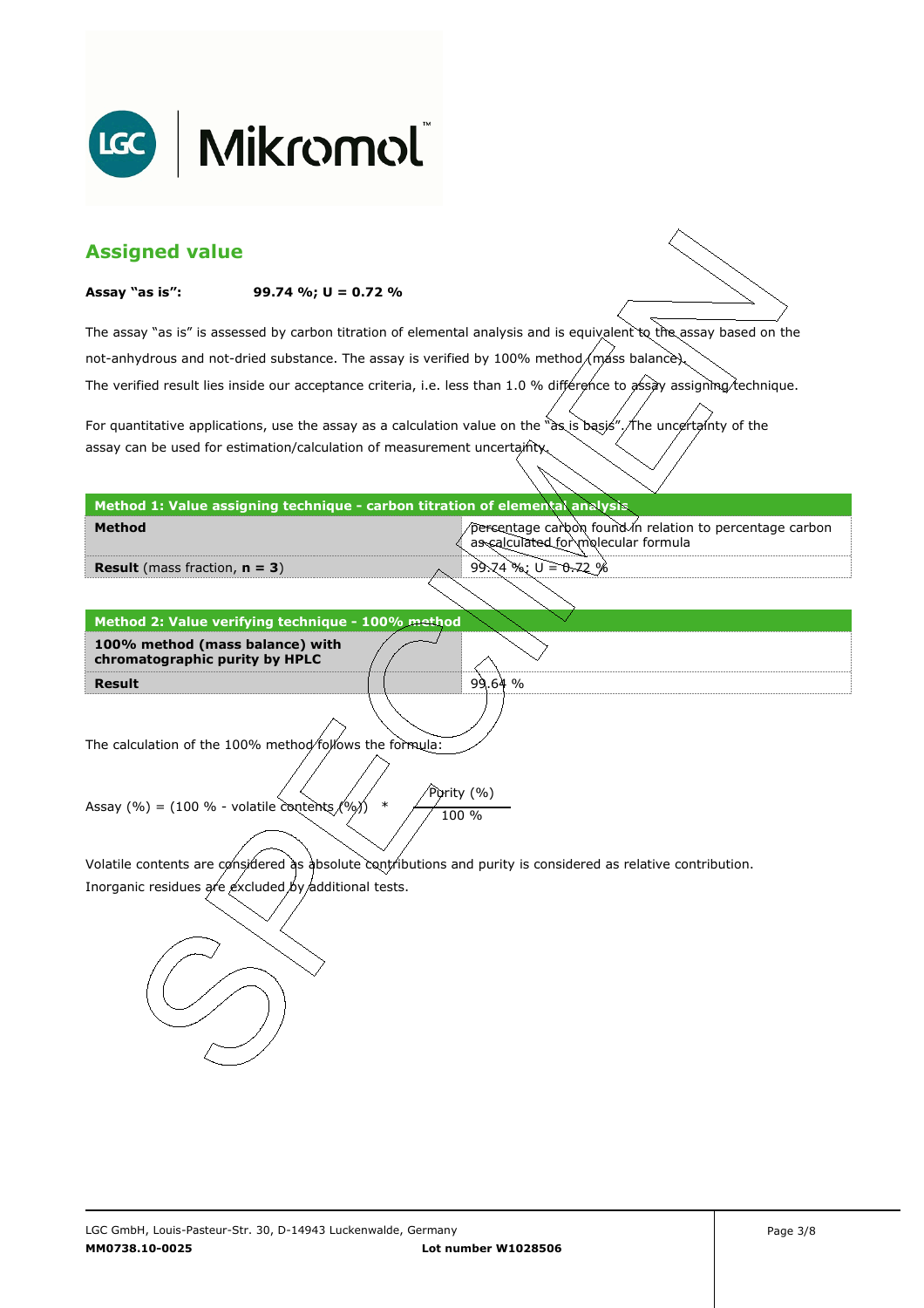## Assigned value

**Assay "as is":** **99.74 %; U = 0.72 %**

The assay "as is" is assessed by carbon titration of elemental analysis and is equivalent to the assay based on the not-anhydrous and not-dried substance. The assay is verified by 100% method (mass balance).
The verified result lies inside our acceptance criteria, i.e. less than 1.0 % difference to assay assigning technique.

For quantitative applications, use the assay as a calculation value on the "as is basis". The uncertainty of the assay can be used for estimation/calculation of measurement uncertainty.

| Method 1: Value assigning technique - carbon titration of elemental analysis | |
|---|---|
| **Method** | percentage carbon found in relation to percentage carbon as calculated for molecular formula |
| **Result** (mass fraction, **n = 3**) | 99.74 %; U = 0.72 % |

| Method 2: Value verifying technique - 100% method | |
|---|---|
| **100% method (mass balance) with chromatographic purity by HPLC** | |
| **Result** | 99.64 % |

The calculation of the 100% method follows the formula:

$$\text{Assay (\%)} = (100\ \% - \text{volatile contents (\%)}) \quad * \quad \frac{\text{Purity (\%)}}{100\ \%}$$

Volatile contents are considered as absolute contributions and purity is considered as relative contribution.
Inorganic residues are excluded by additional tests.

LGC GmbH, Louis-Pasteur-Str. 30, D-14943 Luckenwalde, Germany
**MM0738.10-0025** **Lot number W1028506**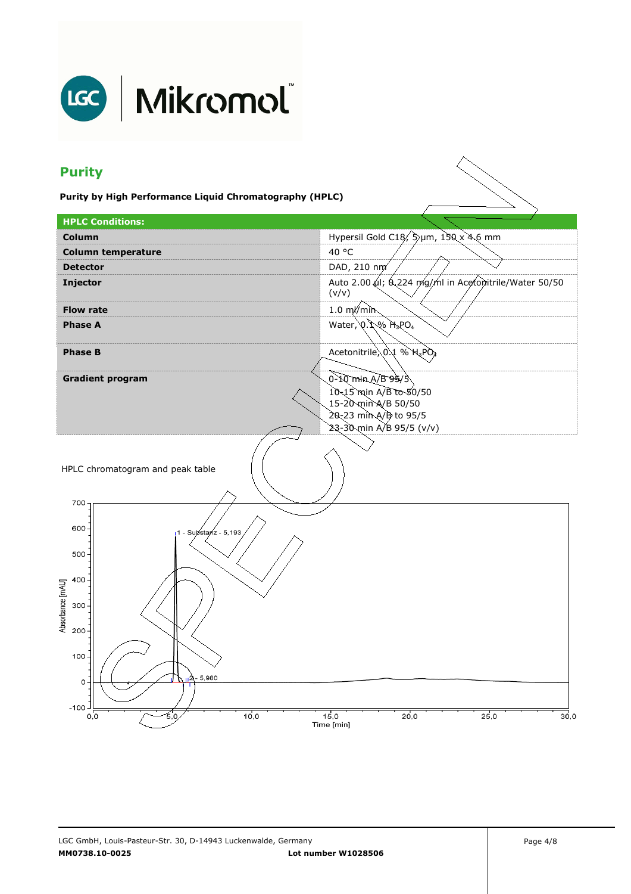## Purity

**Purity by High Performance Liquid Chromatography (HPLC)**

| HPLC Conditions: | |
|---|---|
| **Column** | Hypersil Gold C18, 5 µm, 150 x 4.6 mm |
| **Column temperature** | 40 °C |
| **Detector** | DAD, 210 nm |
| **Injector** | Auto 2.00 µl; 0.224 mg/ml in Acetonitrile/Water 50/50 (v/v) |
| **Flow rate** | 1.0 ml/min |
| **Phase A** | Water, 0.1 % $H_3PO_4$ |
| **Phase B** | Acetonitrile, 0.1 % $H_3PO_4$ |
| **Gradient program** | 0-10 min A/B 95/5<br>10-15 min A/B to 50/50<br>15-20 min A/B 50/50<br>20-23 min A/B to 95/5<br>23-30 min A/B 95/5 (v/v) |

HPLC chromatogram and peak table

1 - Substanz - 5,193

2 - 5,980

Absorbance [mAU]

Time [min]

**MM0738.10-0025** **Lot number W1028506**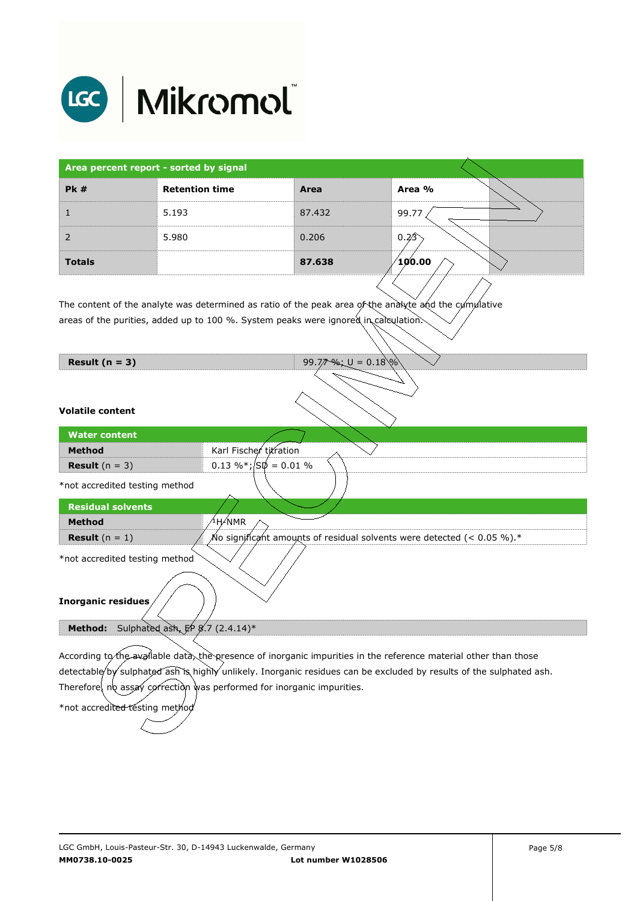| Area percent report - sorted by signal | | | |
|---|---|---|---|
| **Pk #** | **Retention time** | **Area** | **Area %** |
| 1 | 5.193 | 87.432 | 99.77 |
| 2 | 5.980 | 0.206 | 0.23 |
| **Totals** | | **87.638** | **100.00** |

The content of the analyte was determined as ratio of the peak area of the analyte and the cumulative areas of the purities, added up to 100 %. System peaks were ignored in calculation.

| **Result (n = 3)** | 99.77 %; U = 0.18 % |
|---|---|

### Volatile content

| Water content | |
|---|---|
| **Method** | Karl Fischer titration |
| **Result** (n = 3) | 0.13 %*; SD = 0.01 % |

*not accredited testing method

| Residual solvents | |
|---|---|
| **Method** | $^{1}H$-NMR |
| **Result** (n = 1) | No significant amounts of residual solvents were detected (< 0.05 %).* |

*not accredited testing method

### Inorganic residues

**Method:** Sulphated ash, EP 8.7 (2.4.14)*

According to the available data, the presence of inorganic impurities in the reference material other than those detectable by sulphated ash is highly unlikely. Inorganic residues can be excluded by results of the sulphated ash. Therefore, no assay correction was performed for inorganic impurities.

*not accredited testing method

LGC GmbH, Louis-Pasteur-Str. 30, D-14943 Luckenwalde, Germany
**MM0738.10-0025** **Lot number W1028506**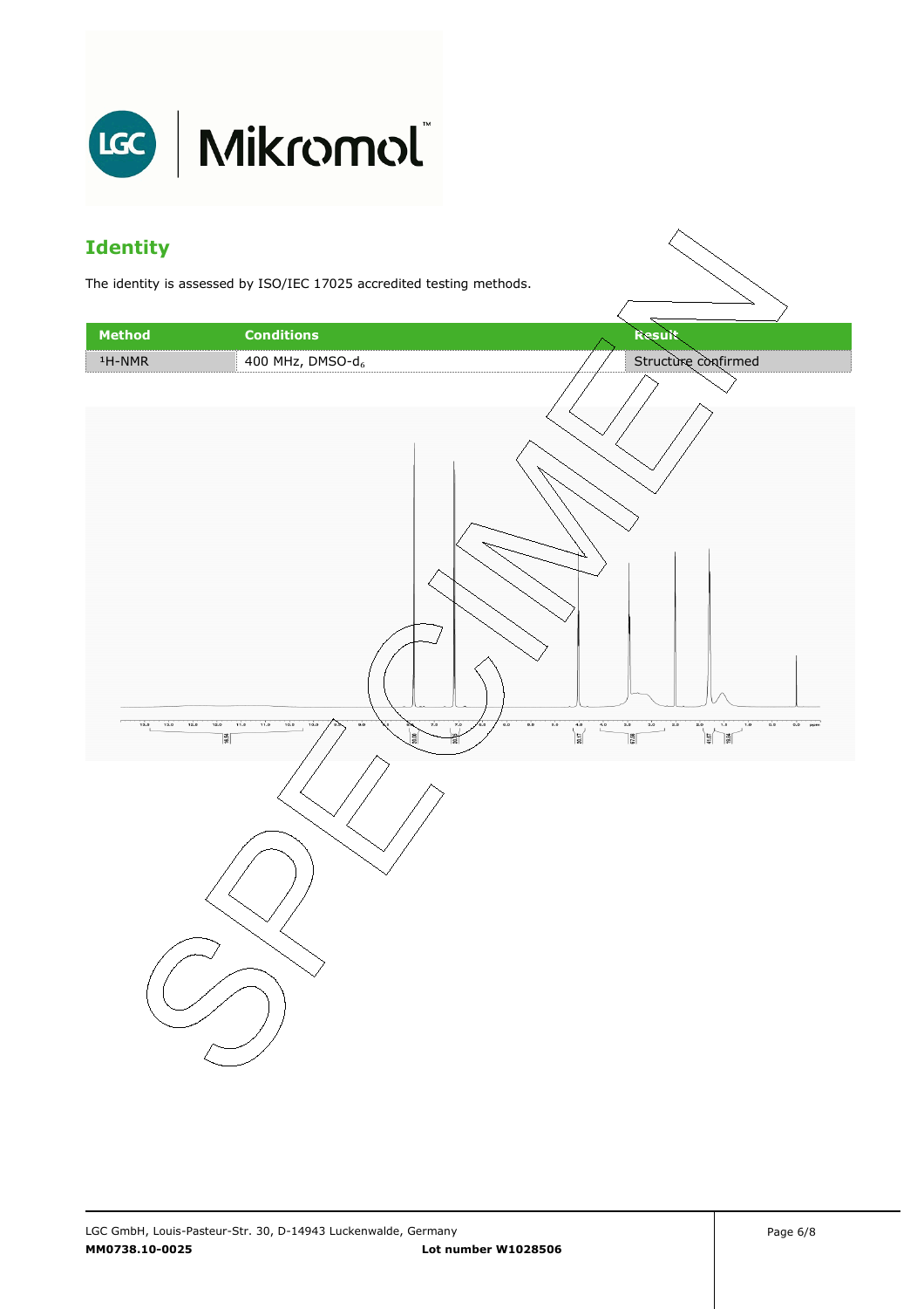## Identity

The identity is assessed by ISO/IEC 17025 accredited testing methods.

| Method | Conditions | Result |
| --- | --- | --- |
| $^1$H-NMR | 400 MHz, DMSO-$d_6$ | Structure confirmed |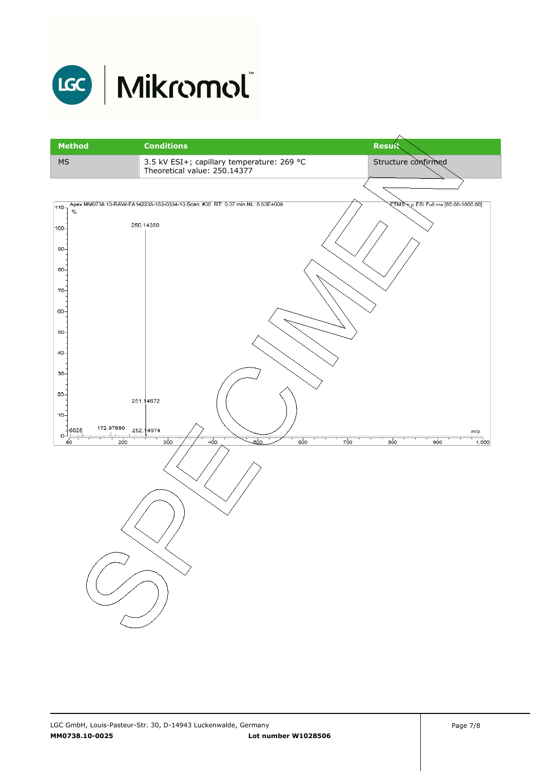| Method | Conditions | Result |
|---|---|---|
| MS | 3.5 kV ESI+; capillary temperature: 269 °C<br>Theoretical value: 250.14377 | Structure confirmed |

Apex MM0738.10-RAW-FA142235-163-0334-10 Scan: #35 RT: 0.37 min NL: 5.53E+008

FTMS + p ESI Full ms [80.00-1000.00]

250.14350

251.14672

172.97690

252.14974

m/z

LGC GmbH, Louis-Pasteur-Str. 30, D-14943 Luckenwalde, Germany

**MM0738.10-0025** **Lot number W1028506**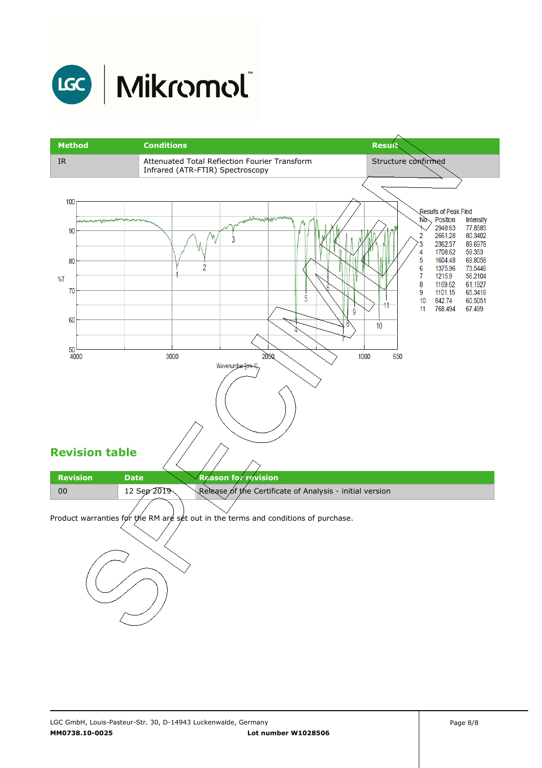| Method | Conditions | Result |
|---|---|---|
| IR | Attenuated Total Reflection Fourier Transform Infrared (ATR-FTIR) Spectroscopy | Structure confirmed |

100
90
80
%T
70
60
50
4000
3000
2000
1000
650
Wavenumber [cm-1]

Results of Peak Find

| No. | Position | Intensity |
|---|---|---|
| 1 | 2948.63 | 77.8585 |
| 2 | 2661.28 | 80.3402 |
| 3 | 2362.37 | 89.6978 |
| 4 | 1708.62 | 59.353 |
| 5 | 1604.48 | 69.8058 |
| 6 | 1375.96 | 73.5446 |
| 7 | 1215.9 | 56.2104 |
| 8 | 1169.62 | 61.1927 |
| 9 | 1101.15 | 65.3416 |
| 10 | 842.74 | 60.5051 |
| 11 | 768.494 | 67.499 |

## Revision table

| Revision | Date | Reason for revision |
|---|---|---|
| 00 | 12 Sep 2019 | Release of the Certificate of Analysis - initial version |

Product warranties for the RM are set out in the terms and conditions of purchase.

LGC GmbH, Louis-Pasteur-Str. 30, D-14943 Luckenwalde, Germany

**MM0738.10-0025** **Lot number W1028506**